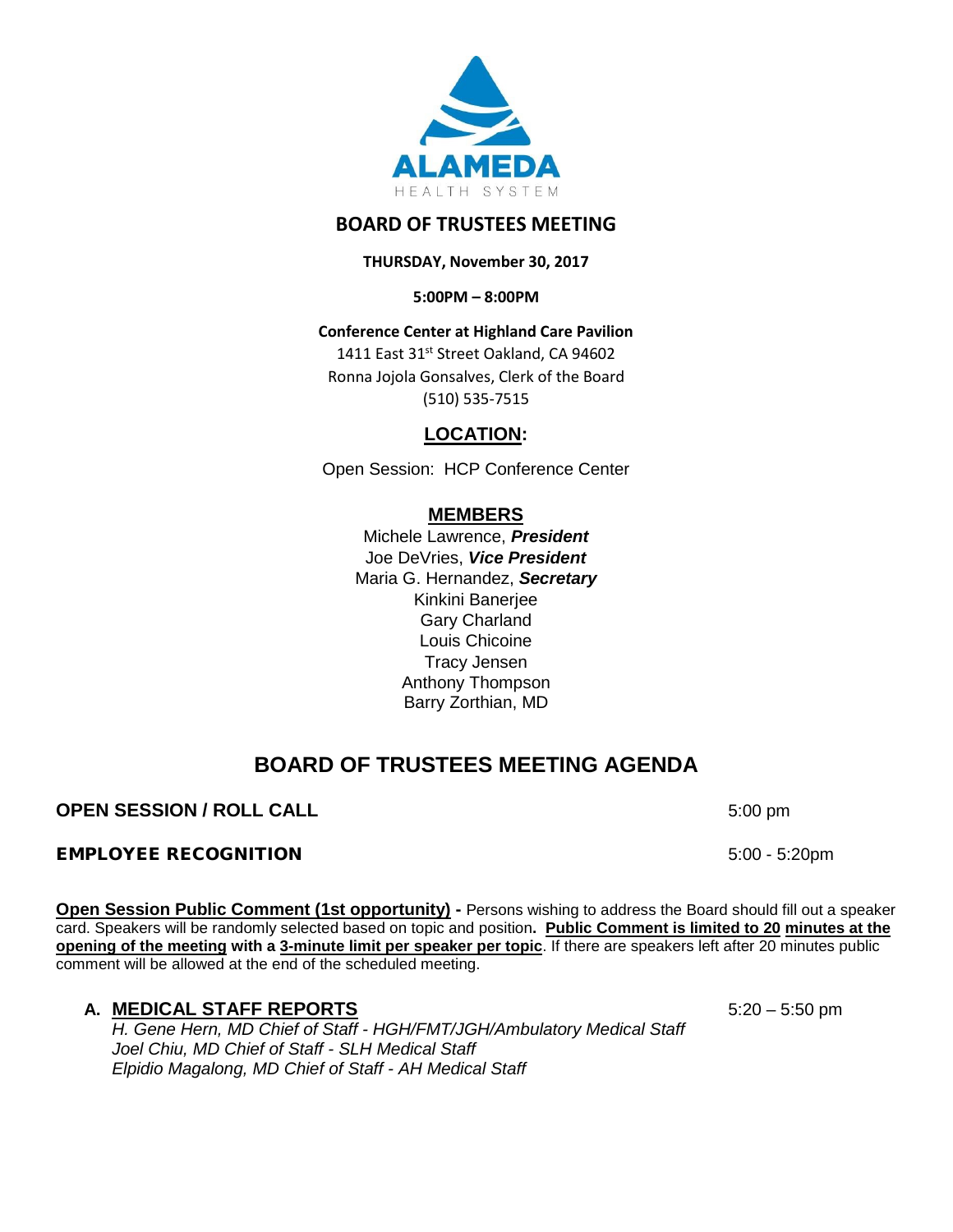ALAMEDA
HEALTH SYSTEM

# BOARD OF TRUSTEES MEETING

**THURSDAY, November 30, 2017**

**5:00PM – 8:00PM**

**Conference Center at Highland Care Pavilion**

1411 East 31st Street Oakland, CA 94602
Ronna Jojola Gonsalves, Clerk of the Board
(510) 535-7515

## LOCATION:

Open Session: HCP Conference Center

## MEMBERS

Michele Lawrence, ***President***
Joe DeVries, ***Vice President***
Maria G. Hernandez, ***Secretary***
Kinkini Banerjee
Gary Charland
Louis Chicoine
Tracy Jensen
Anthony Thompson
Barry Zorthian, MD

# BOARD OF TRUSTEES MEETING AGENDA

**OPEN SESSION / ROLL CALL** 5:00 pm

**EMPLOYEE RECOGNITION** 5:00 - 5:20pm

**Open Session Public Comment (1st opportunity) -** Persons wishing to address the Board should fill out a speaker card. Speakers will be randomly selected based on topic and position**. Public Comment is limited to 20 minutes at the opening of the meeting with a 3-minute limit per speaker per topic**. If there are speakers left after 20 minutes public comment will be allowed at the end of the scheduled meeting.

**A. MEDICAL STAFF REPORTS** 5:20 – 5:50 pm

*H. Gene Hern, MD Chief of Staff - HGH/FMT/JGH/Ambulatory Medical Staff*
*Joel Chiu, MD Chief of Staff - SLH Medical Staff*
*Elpidio Magalong, MD Chief of Staff - AH Medical Staff*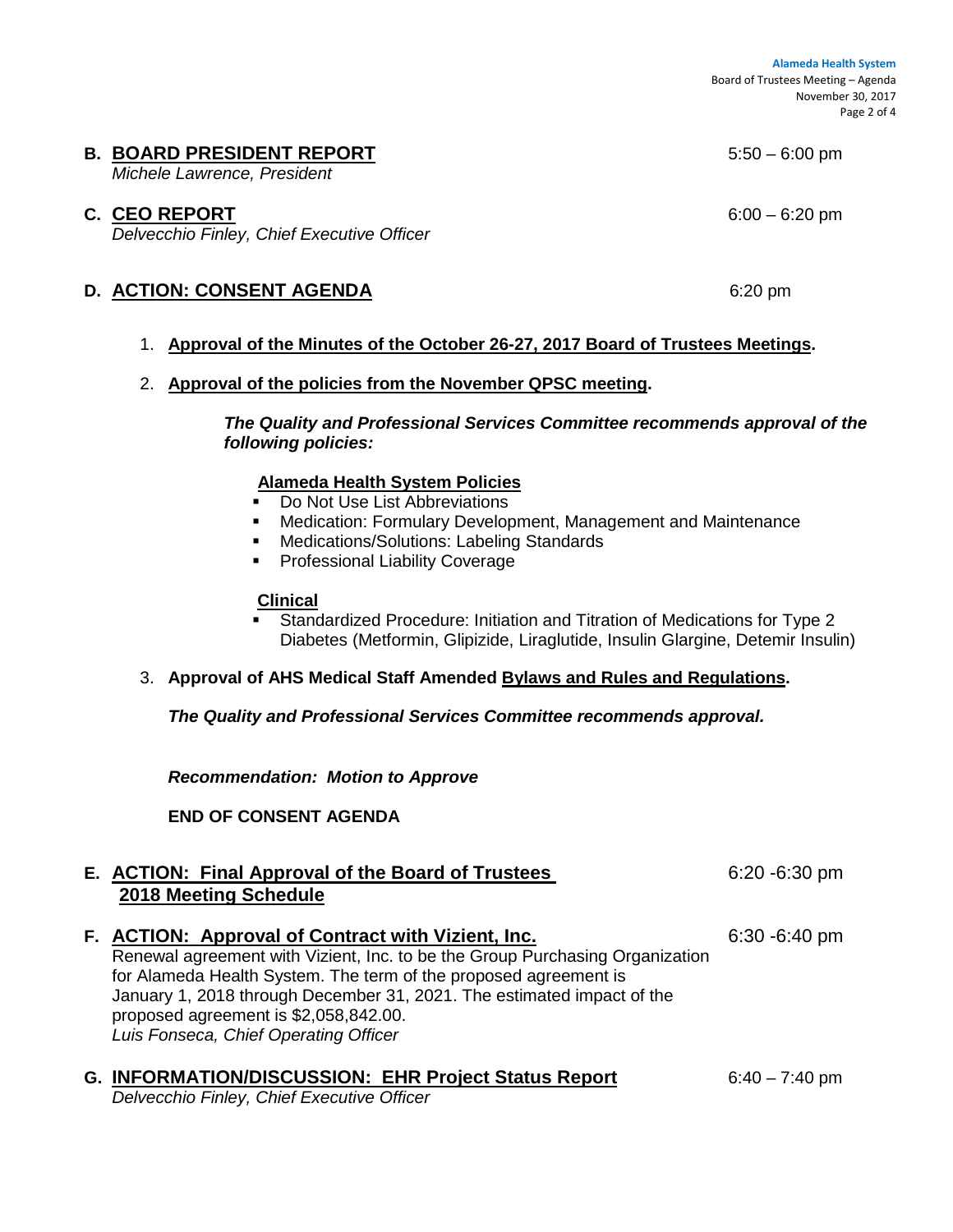## B. BOARD PRESIDENT REPORT 5:50 – 6:00 pm

*Michele Lawrence, President*

## C. CEO REPORT 6:00 – 6:20 pm

*Delvecchio Finley, Chief Executive Officer*

## D. ACTION: CONSENT AGENDA 6:20 pm

1. **Approval of the Minutes of the October 26-27, 2017 Board of Trustees Meetings.**

2. **Approval of the policies from the November QPSC meeting.**

   ***The Quality and Professional Services Committee recommends approval of the following policies:***

   **Alameda Health System Policies**

   - Do Not Use List Abbreviations
   - Medication: Formulary Development, Management and Maintenance
   - Medications/Solutions: Labeling Standards
   - Professional Liability Coverage

   **Clinical**

   - Standardized Procedure: Initiation and Titration of Medications for Type 2 Diabetes (Metformin, Glipizide, Liraglutide, Insulin Glargine, Detemir Insulin)

3. **Approval of AHS Medical Staff Amended Bylaws and Rules and Regulations.**

   ***The Quality and Professional Services Committee recommends approval.***

   ***Recommendation: Motion to Approve***

   **END OF CONSENT AGENDA**

## E. ACTION: Final Approval of the Board of Trustees 2018 Meeting Schedule 6:20 -6:30 pm

## F. ACTION: Approval of Contract with Vizient, Inc. 6:30 -6:40 pm

Renewal agreement with Vizient, Inc. to be the Group Purchasing Organization for Alameda Health System. The term of the proposed agreement is January 1, 2018 through December 31, 2021. The estimated impact of the proposed agreement is $2,058,842.00.

*Luis Fonseca, Chief Operating Officer*

## G. INFORMATION/DISCUSSION: EHR Project Status Report 6:40 – 7:40 pm

*Delvecchio Finley, Chief Executive Officer*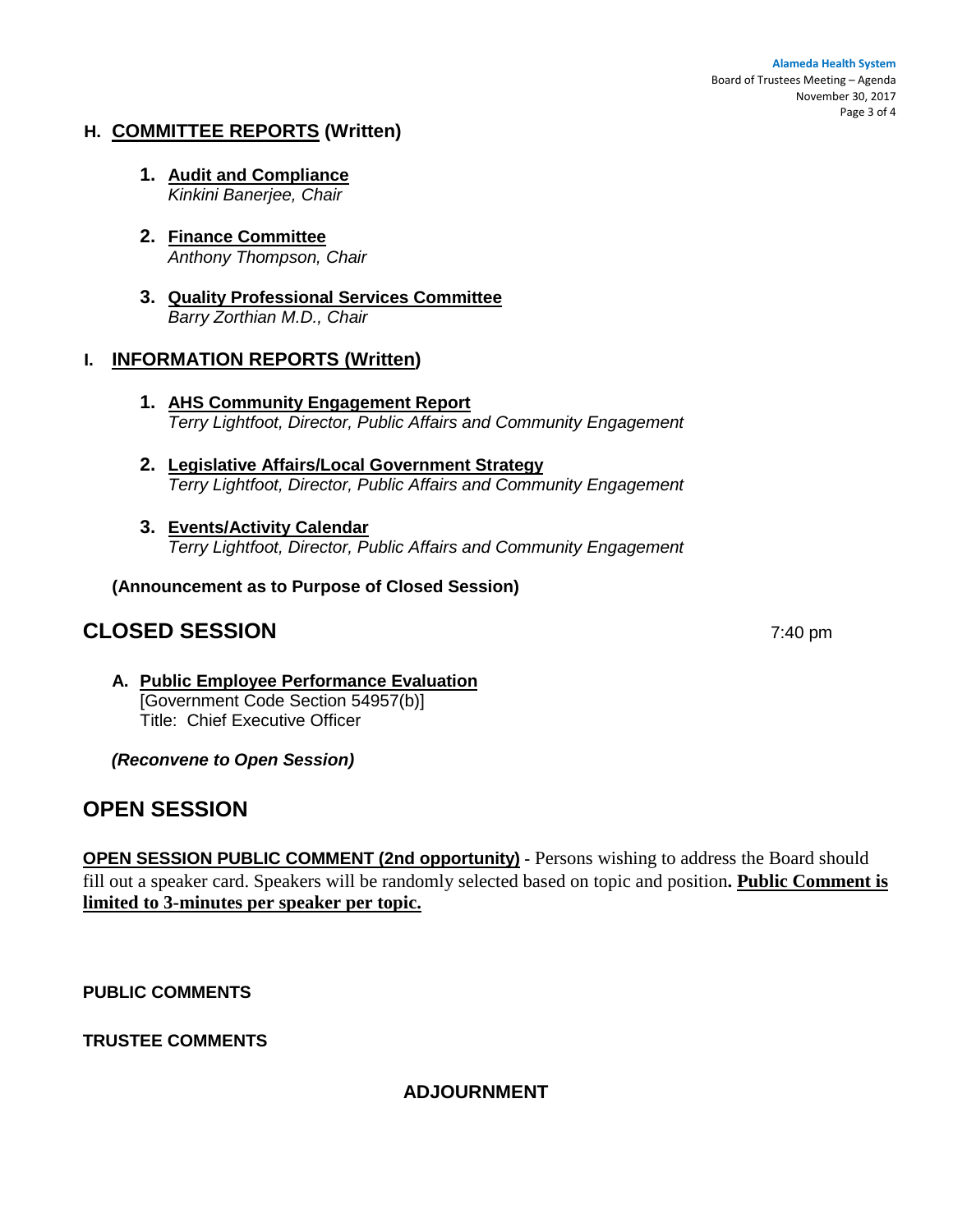## H. COMMITTEE REPORTS (Written)

1. **Audit and Compliance**
   *Kinkini Banerjee, Chair*

2. **Finance Committee**
   *Anthony Thompson, Chair*

3. **Quality Professional Services Committee**
   *Barry Zorthian M.D., Chair*

## I. INFORMATION REPORTS (Written)

1. **AHS Community Engagement Report**
   *Terry Lightfoot, Director, Public Affairs and Community Engagement*

2. **Legislative Affairs/Local Government Strategy**
   *Terry Lightfoot, Director, Public Affairs and Community Engagement*

3. **Events/Activity Calendar**
   *Terry Lightfoot, Director, Public Affairs and Community Engagement*

**(Announcement as to Purpose of Closed Session)**

# CLOSED SESSION

7:40 pm

**A. Public Employee Performance Evaluation**
[Government Code Section 54957(b)]
Title: Chief Executive Officer

***(Reconvene to Open Session)***

# OPEN SESSION

**OPEN SESSION PUBLIC COMMENT (2nd opportunity)** - Persons wishing to address the Board should fill out a speaker card. Speakers will be randomly selected based on topic and position**. Public Comment is limited to 3-minutes per speaker per topic.**

**PUBLIC COMMENTS**

**TRUSTEE COMMENTS**

**ADJOURNMENT**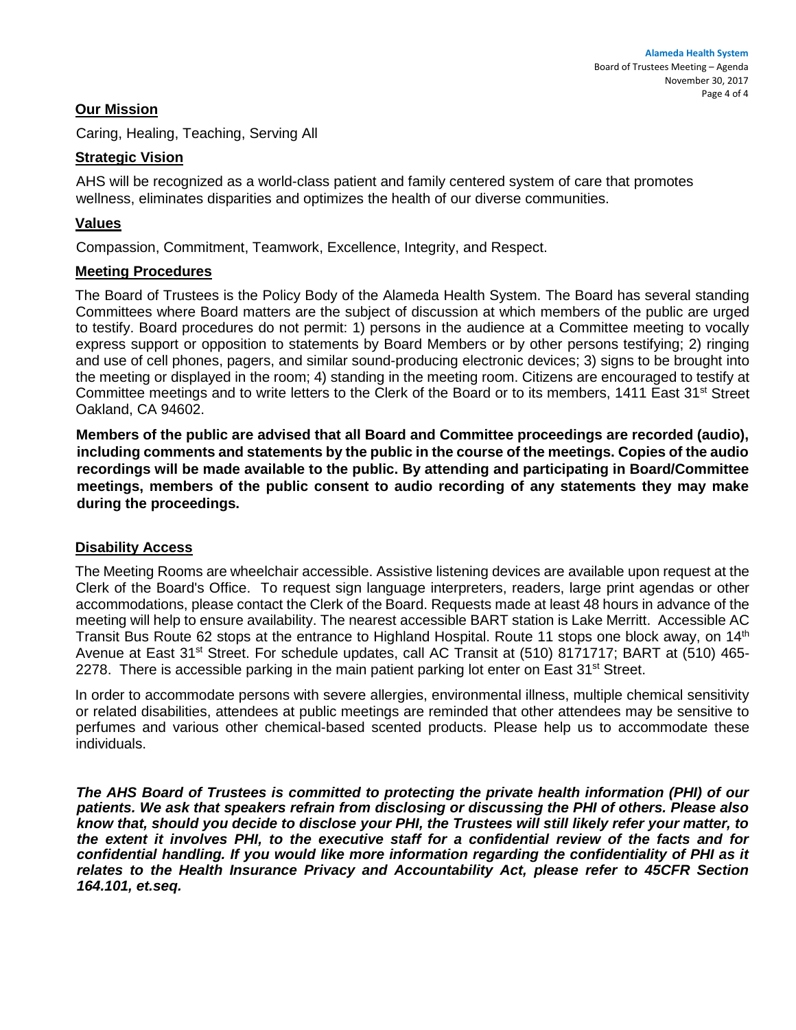## Our Mission

Caring, Healing, Teaching, Serving All

## Strategic Vision

AHS will be recognized as a world-class patient and family centered system of care that promotes wellness, eliminates disparities and optimizes the health of our diverse communities.

## Values

Compassion, Commitment, Teamwork, Excellence, Integrity, and Respect.

## Meeting Procedures

The Board of Trustees is the Policy Body of the Alameda Health System. The Board has several standing Committees where Board matters are the subject of discussion at which members of the public are urged to testify. Board procedures do not permit: 1) persons in the audience at a Committee meeting to vocally express support or opposition to statements by Board Members or by other persons testifying; 2) ringing and use of cell phones, pagers, and similar sound-producing electronic devices; 3) signs to be brought into the meeting or displayed in the room; 4) standing in the meeting room. Citizens are encouraged to testify at Committee meetings and to write letters to the Clerk of the Board or to its members, 1411 East 31st Street Oakland, CA 94602.

**Members of the public are advised that all Board and Committee proceedings are recorded (audio), including comments and statements by the public in the course of the meetings. Copies of the audio recordings will be made available to the public. By attending and participating in Board/Committee meetings, members of the public consent to audio recording of any statements they may make during the proceedings.**

## Disability Access

The Meeting Rooms are wheelchair accessible. Assistive listening devices are available upon request at the Clerk of the Board's Office. To request sign language interpreters, readers, large print agendas or other accommodations, please contact the Clerk of the Board. Requests made at least 48 hours in advance of the meeting will help to ensure availability. The nearest accessible BART station is Lake Merritt. Accessible AC Transit Bus Route 62 stops at the entrance to Highland Hospital. Route 11 stops one block away, on 14th Avenue at East 31st Street. For schedule updates, call AC Transit at (510) 8171717; BART at (510) 465-2278. There is accessible parking in the main patient parking lot enter on East 31st Street.

In order to accommodate persons with severe allergies, environmental illness, multiple chemical sensitivity or related disabilities, attendees at public meetings are reminded that other attendees may be sensitive to perfumes and various other chemical-based scented products. Please help us to accommodate these individuals.

***The AHS Board of Trustees is committed to protecting the private health information (PHI) of our patients. We ask that speakers refrain from disclosing or discussing the PHI of others. Please also know that, should you decide to disclose your PHI, the Trustees will still likely refer your matter, to the extent it involves PHI, to the executive staff for a confidential review of the facts and for confidential handling. If you would like more information regarding the confidentiality of PHI as it relates to the Health Insurance Privacy and Accountability Act, please refer to 45CFR Section 164.101, et.seq.***